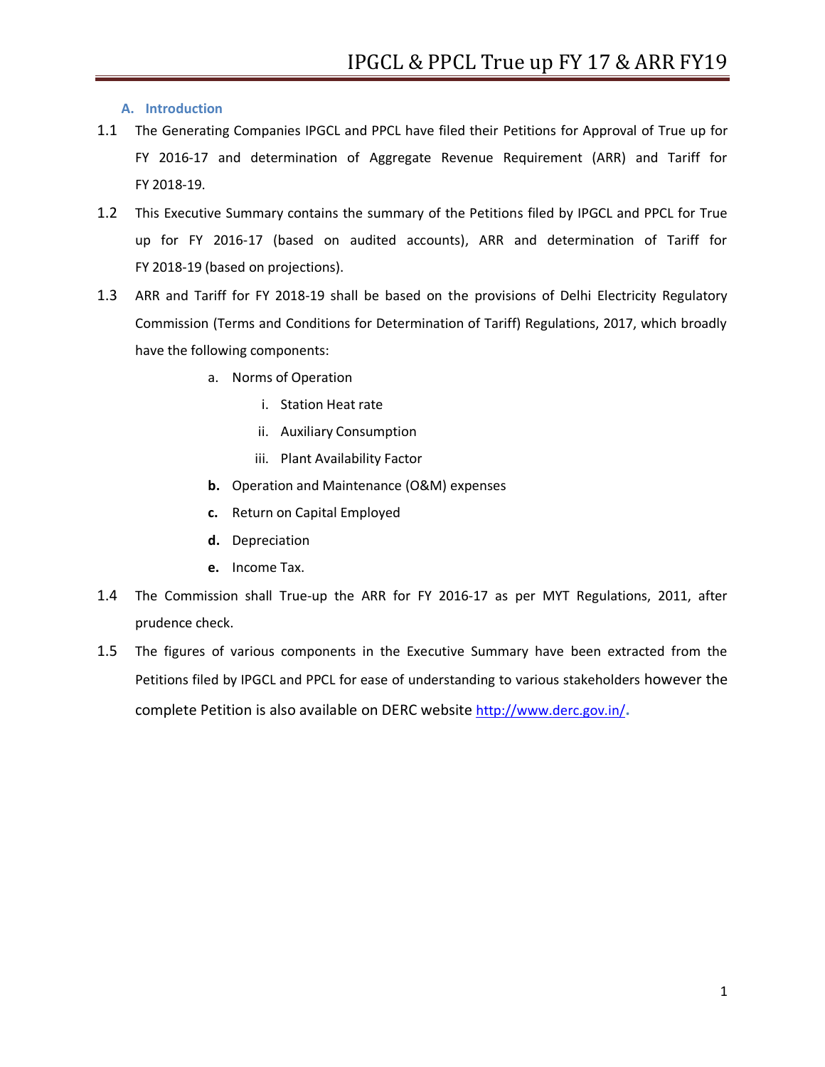## A. Introduction

1.1 The Generating Companies IPGCL and PPCL have filed their Petitions for Approval of True up for FY 2016-17 and determination of Aggregate Revenue Requirement (ARR) and Tariff for FY 2018-19.

1.2 This Executive Summary contains the summary of the Petitions filed by IPGCL and PPCL for True up for FY 2016-17 (based on audited accounts), ARR and determination of Tariff for FY 2018-19 (based on projections).

1.3 ARR and Tariff for FY 2018-19 shall be based on the provisions of Delhi Electricity Regulatory Commission (Terms and Conditions for Determination of Tariff) Regulations, 2017, which broadly have the following components:

   a. Norms of Operation
      i. Station Heat rate
      ii. Auxiliary Consumption
      iii. Plant Availability Factor
   **b.** Operation and Maintenance (O&M) expenses
   **c.** Return on Capital Employed
   **d.** Depreciation
   **e.** Income Tax.

1.4 The Commission shall True-up the ARR for FY 2016-17 as per MYT Regulations, 2011, after prudence check.

1.5 The figures of various components in the Executive Summary have been extracted from the Petitions filed by IPGCL and PPCL for ease of understanding to various stakeholders however the complete Petition is also available on DERC website http://www.derc.gov.in/.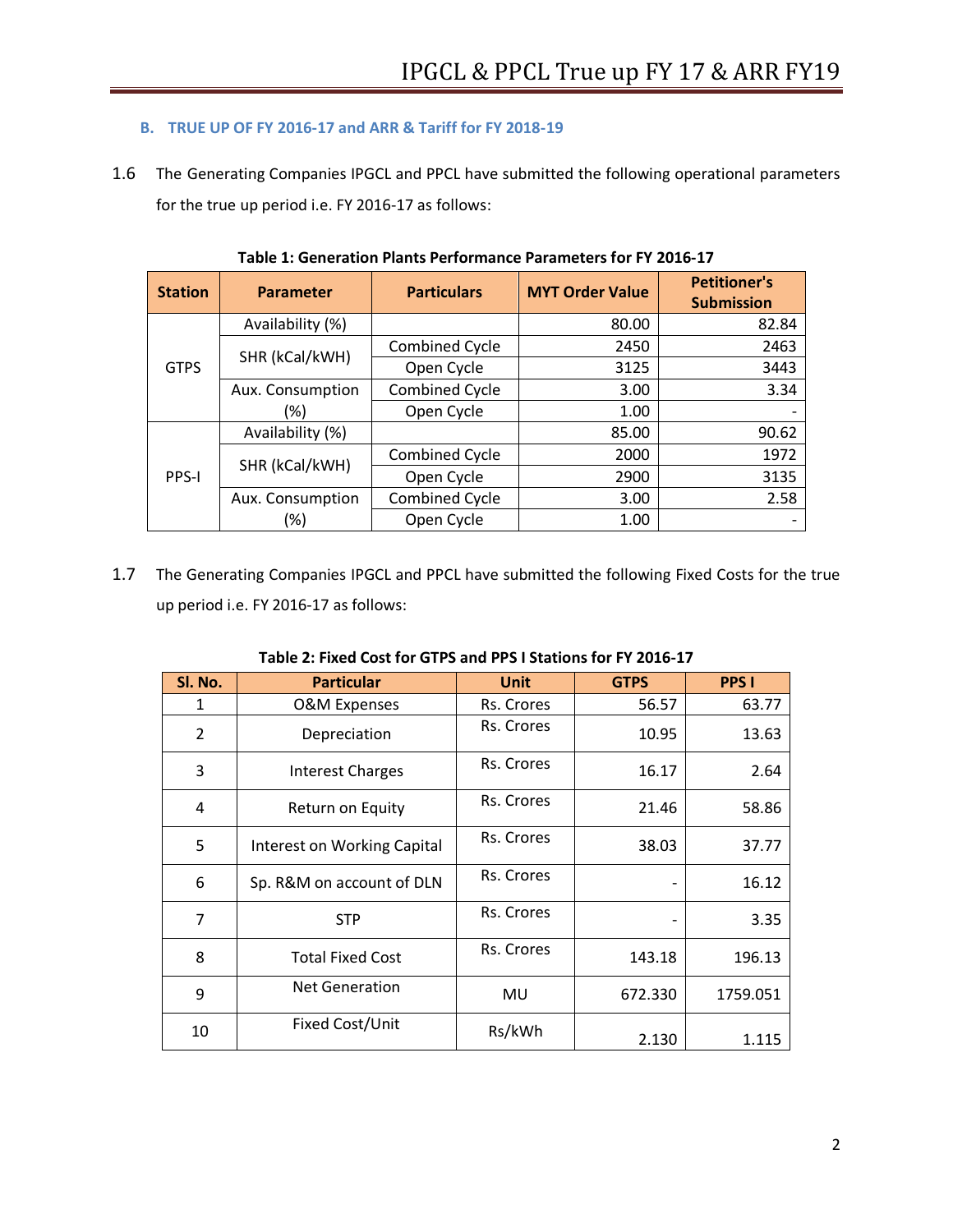### B. TRUE UP OF FY 2016-17 and ARR & Tariff for FY 2018-19

1.6 The Generating Companies IPGCL and PPCL have submitted the following operational parameters for the true up period i.e. FY 2016-17 as follows:

**Table 1: Generation Plants Performance Parameters for FY 2016-17**

| Station | Parameter | Particulars | MYT Order Value | Petitioner's Submission |
|---|---|---|---|---|
| GTPS | Availability (%) | | 80.00 | 82.84 |
| | SHR (kCal/kWH) | Combined Cycle | 2450 | 2463 |
| | | Open Cycle | 3125 | 3443 |
| | Aux. Consumption (%) | Combined Cycle | 3.00 | 3.34 |
| | | Open Cycle | 1.00 | - |
| PPS-I | Availability (%) | | 85.00 | 90.62 |
| | SHR (kCal/kWH) | Combined Cycle | 2000 | 1972 |
| | | Open Cycle | 2900 | 3135 |
| | Aux. Consumption (%) | Combined Cycle | 3.00 | 2.58 |
| | | Open Cycle | 1.00 | - |

1.7 The Generating Companies IPGCL and PPCL have submitted the following Fixed Costs for the true up period i.e. FY 2016-17 as follows:

**Table 2: Fixed Cost for GTPS and PPS I Stations for FY 2016-17**

| Sl. No. | Particular | Unit | GTPS | PPS I |
|---|---|---|---|---|
| 1 | O&M Expenses | Rs. Crores | 56.57 | 63.77 |
| 2 | Depreciation | Rs. Crores | 10.95 | 13.63 |
| 3 | Interest Charges | Rs. Crores | 16.17 | 2.64 |
| 4 | Return on Equity | Rs. Crores | 21.46 | 58.86 |
| 5 | Interest on Working Capital | Rs. Crores | 38.03 | 37.77 |
| 6 | Sp. R&M on account of DLN | Rs. Crores | - | 16.12 |
| 7 | STP | Rs. Crores | - | 3.35 |
| 8 | Total Fixed Cost | Rs. Crores | 143.18 | 196.13 |
| 9 | Net Generation | MU | 672.330 | 1759.051 |
| 10 | Fixed Cost/Unit | Rs/kWh | 2.130 | 1.115 |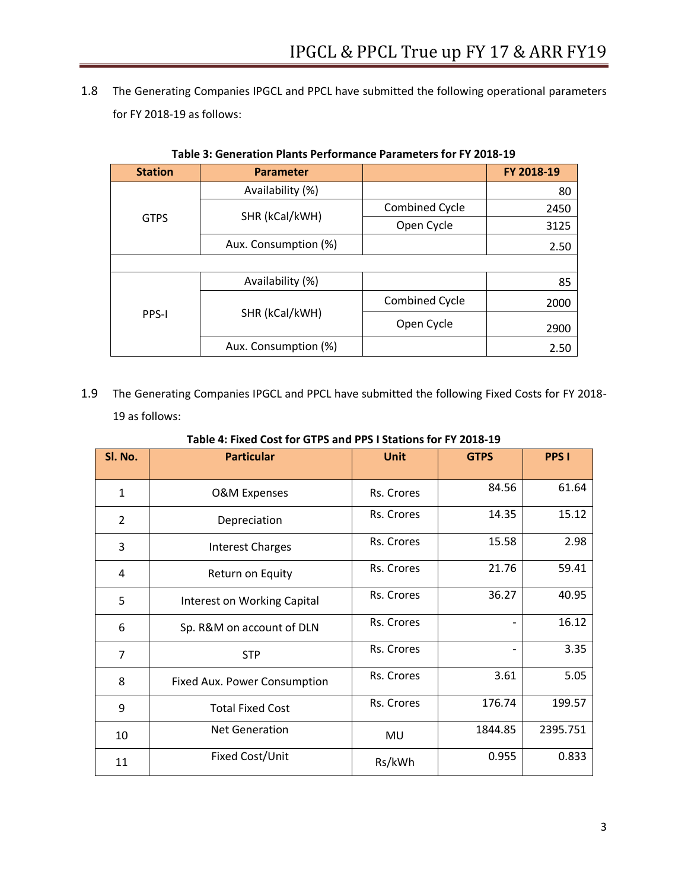1.8 The Generating Companies IPGCL and PPCL have submitted the following operational parameters for FY 2018-19 as follows:

**Table 3: Generation Plants Performance Parameters for FY 2018-19**

| Station | Parameter | | FY 2018-19 |
|---|---|---|---|
| GTPS | Availability (%) | | 80 |
| | SHR (kCal/kWH) | Combined Cycle | 2450 |
| | | Open Cycle | 3125 |
| | Aux. Consumption (%) | | 2.50 |
| | | | |
| PPS-I | Availability (%) | | 85 |
| | SHR (kCal/kWH) | Combined Cycle | 2000 |
| | | Open Cycle | 2900 |
| | Aux. Consumption (%) | | 2.50 |

1.9 The Generating Companies IPGCL and PPCL have submitted the following Fixed Costs for FY 2018-19 as follows:

**Table 4: Fixed Cost for GTPS and PPS I Stations for FY 2018-19**

| Sl. No. | Particular | Unit | GTPS | PPS I |
|---|---|---|---|---|
| 1 | O&M Expenses | Rs. Crores | 84.56 | 61.64 |
| 2 | Depreciation | Rs. Crores | 14.35 | 15.12 |
| 3 | Interest Charges | Rs. Crores | 15.58 | 2.98 |
| 4 | Return on Equity | Rs. Crores | 21.76 | 59.41 |
| 5 | Interest on Working Capital | Rs. Crores | 36.27 | 40.95 |
| 6 | Sp. R&M on account of DLN | Rs. Crores | - | 16.12 |
| 7 | STP | Rs. Crores | - | 3.35 |
| 8 | Fixed Aux. Power Consumption | Rs. Crores | 3.61 | 5.05 |
| 9 | Total Fixed Cost | Rs. Crores | 176.74 | 199.57 |
| 10 | Net Generation | MU | 1844.85 | 2395.751 |
| 11 | Fixed Cost/Unit | Rs/kWh | 0.955 | 0.833 |